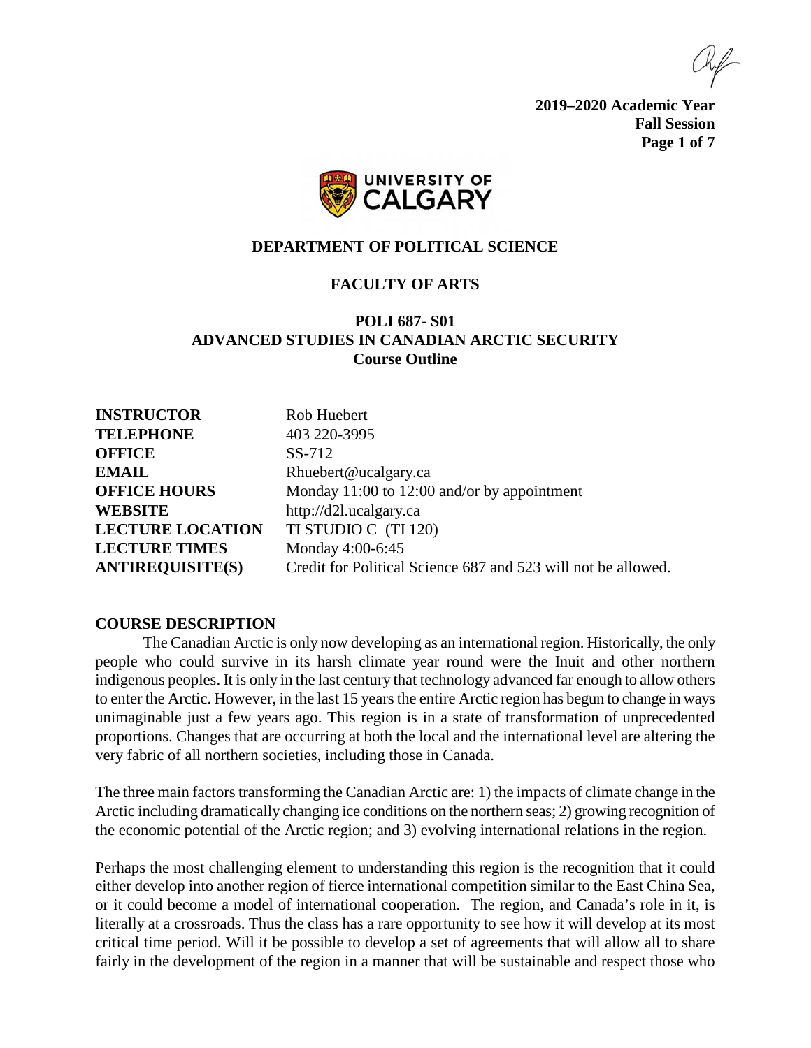**2019–2020 Academic Year**
**Fall Session**

UNIVERSITY OF CALGARY

## DEPARTMENT OF POLITICAL SCIENCE

## FACULTY OF ARTS

# POLI 687- S01
# ADVANCED STUDIES IN CANADIAN ARCTIC SECURITY
## Course Outline

| | |
|---|---|
| **INSTRUCTOR** | Rob Huebert |
| **TELEPHONE** | 403 220-3995 |
| **OFFICE** | SS-712 |
| **EMAIL** | Rhuebert@ucalgary.ca |
| **OFFICE HOURS** | Monday 11:00 to 12:00 and/or by appointment |
| **WEBSITE** | http://d2l.ucalgary.ca |
| **LECTURE LOCATION** | TI STUDIO C (TI 120) |
| **LECTURE TIMES** | Monday 4:00-6:45 |
| **ANTIREQUISITE(S)** | Credit for Political Science 687 and 523 will not be allowed. |

### COURSE DESCRIPTION

The Canadian Arctic is only now developing as an international region. Historically, the only people who could survive in its harsh climate year round were the Inuit and other northern indigenous peoples. It is only in the last century that technology advanced far enough to allow others to enter the Arctic. However, in the last 15 years the entire Arctic region has begun to change in ways unimaginable just a few years ago. This region is in a state of transformation of unprecedented proportions. Changes that are occurring at both the local and the international level are altering the very fabric of all northern societies, including those in Canada.

The three main factors transforming the Canadian Arctic are: 1) the impacts of climate change in the Arctic including dramatically changing ice conditions on the northern seas; 2) growing recognition of the economic potential of the Arctic region; and 3) evolving international relations in the region.

Perhaps the most challenging element to understanding this region is the recognition that it could either develop into another region of fierce international competition similar to the East China Sea, or it could become a model of international cooperation. The region, and Canada's role in it, is literally at a crossroads. Thus the class has a rare opportunity to see how it will develop at its most critical time period. Will it be possible to develop a set of agreements that will allow all to share fairly in the development of the region in a manner that will be sustainable and respect those who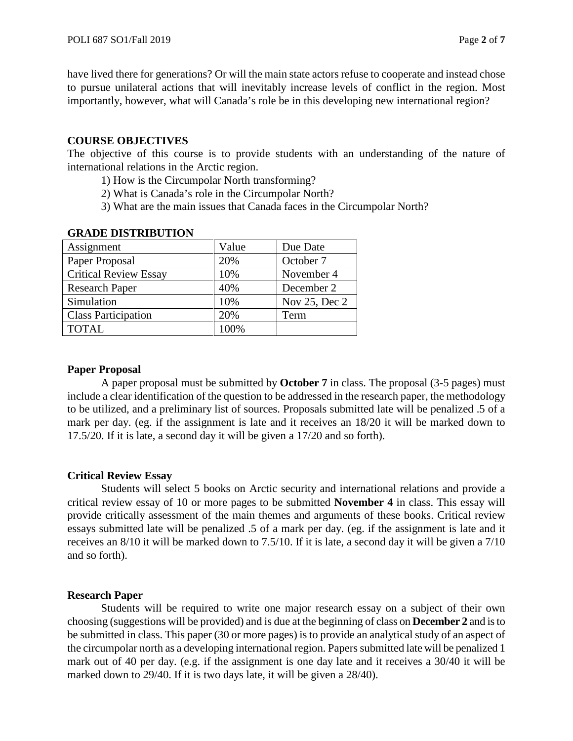have lived there for generations? Or will the main state actors refuse to cooperate and instead chose to pursue unilateral actions that will inevitably increase levels of conflict in the region. Most importantly, however, what will Canada's role be in this developing new international region?

## COURSE OBJECTIVES

The objective of this course is to provide students with an understanding of the nature of international relations in the Arctic region.

1) How is the Circumpolar North transforming?
2) What is Canada's role in the Circumpolar North?
3) What are the main issues that Canada faces in the Circumpolar North?

## GRADE DISTRIBUTION

| Assignment | Value | Due Date |
| --- | --- | --- |
| Paper Proposal | 20% | October 7 |
| Critical Review Essay | 10% | November 4 |
| Research Paper | 40% | December 2 |
| Simulation | 10% | Nov 25, Dec 2 |
| Class Participation | 20% | Term |
| TOTAL | 100% | |

### Paper Proposal

A paper proposal must be submitted by **October 7** in class. The proposal (3-5 pages) must include a clear identification of the question to be addressed in the research paper, the methodology to be utilized, and a preliminary list of sources. Proposals submitted late will be penalized .5 of a mark per day. (eg. if the assignment is late and it receives an 18/20 it will be marked down to 17.5/20. If it is late, a second day it will be given a 17/20 and so forth).

### Critical Review Essay

Students will select 5 books on Arctic security and international relations and provide a critical review essay of 10 or more pages to be submitted **November 4** in class. This essay will provide critically assessment of the main themes and arguments of these books. Critical review essays submitted late will be penalized .5 of a mark per day. (eg. if the assignment is late and it receives an 8/10 it will be marked down to 7.5/10. If it is late, a second day it will be given a 7/10 and so forth).

### Research Paper

Students will be required to write one major research essay on a subject of their own choosing (suggestions will be provided) and is due at the beginning of class on **December 2** and is to be submitted in class. This paper (30 or more pages) is to provide an analytical study of an aspect of the circumpolar north as a developing international region. Papers submitted late will be penalized 1 mark out of 40 per day. (e.g. if the assignment is one day late and it receives a 30/40 it will be marked down to 29/40. If it is two days late, it will be given a 28/40).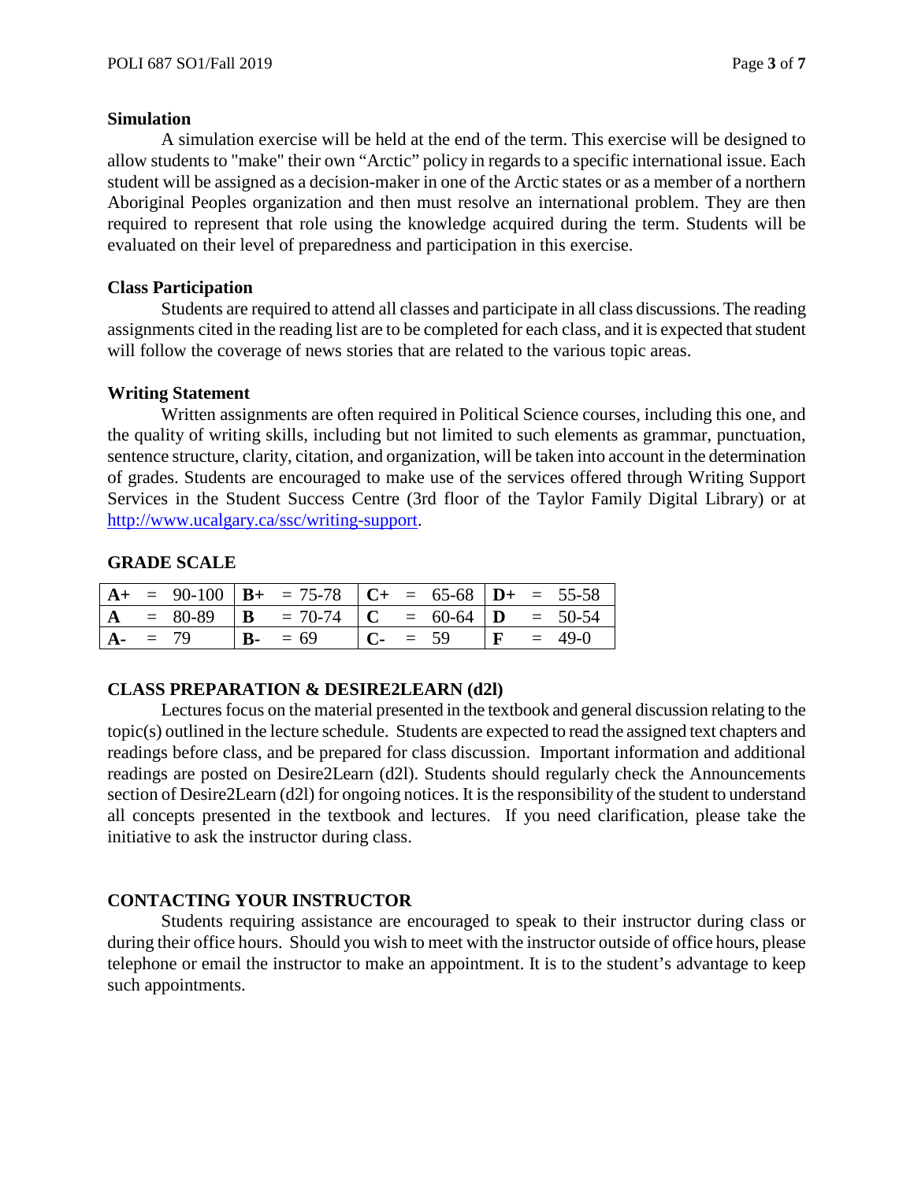### Simulation

A simulation exercise will be held at the end of the term. This exercise will be designed to allow students to "make" their own "Arctic" policy in regards to a specific international issue. Each student will be assigned as a decision-maker in one of the Arctic states or as a member of a northern Aboriginal Peoples organization and then must resolve an international problem. They are then required to represent that role using the knowledge acquired during the term. Students will be evaluated on their level of preparedness and participation in this exercise.

### Class Participation

Students are required to attend all classes and participate in all class discussions. The reading assignments cited in the reading list are to be completed for each class, and it is expected that student will follow the coverage of news stories that are related to the various topic areas.

### Writing Statement

Written assignments are often required in Political Science courses, including this one, and the quality of writing skills, including but not limited to such elements as grammar, punctuation, sentence structure, clarity, citation, and organization, will be taken into account in the determination of grades. Students are encouraged to make use of the services offered through Writing Support Services in the Student Success Centre (3rd floor of the Taylor Family Digital Library) or at http://www.ucalgary.ca/ssc/writing-support.

## GRADE SCALE

| | | | |
|---|---|---|---|
| **A+** = 90-100 | **B+** = 75-78 | **C+** = 65-68 | **D+** = 55-58 |
| **A** = 80-89 | **B** = 70-74 | **C** = 60-64 | **D** = 50-54 |
| **A-** = 79 | **B-** = 69 | **C-** = 59 | **F** = 49-0 |

## CLASS PREPARATION & DESIRE2LEARN (d2l)

Lectures focus on the material presented in the textbook and general discussion relating to the topic(s) outlined in the lecture schedule. Students are expected to read the assigned text chapters and readings before class, and be prepared for class discussion. Important information and additional readings are posted on Desire2Learn (d2l). Students should regularly check the Announcements section of Desire2Learn (d2l) for ongoing notices. It is the responsibility of the student to understand all concepts presented in the textbook and lectures. If you need clarification, please take the initiative to ask the instructor during class.

## CONTACTING YOUR INSTRUCTOR

Students requiring assistance are encouraged to speak to their instructor during class or during their office hours. Should you wish to meet with the instructor outside of office hours, please telephone or email the instructor to make an appointment. It is to the student's advantage to keep such appointments.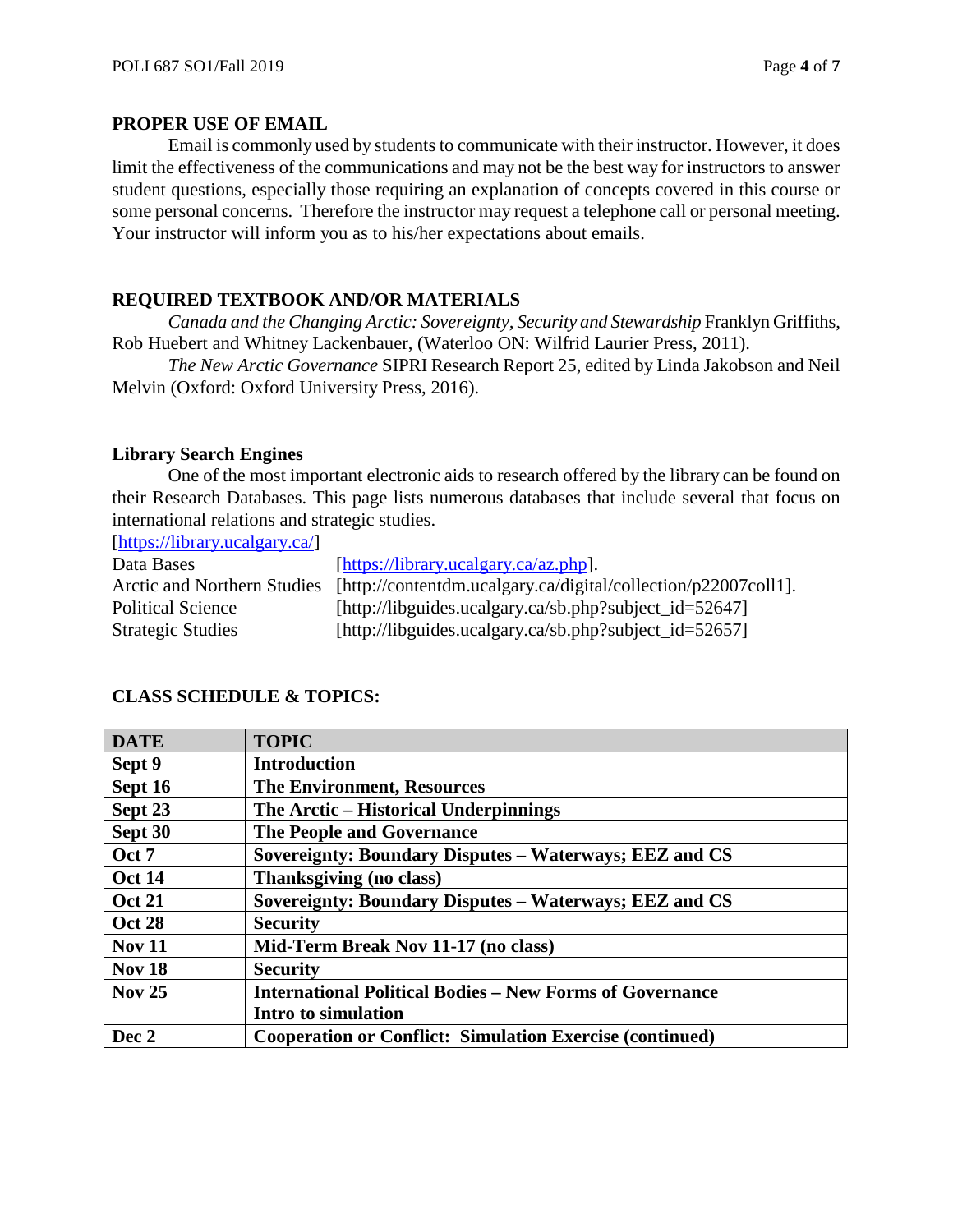## PROPER USE OF EMAIL

Email is commonly used by students to communicate with their instructor. However, it does limit the effectiveness of the communications and may not be the best way for instructors to answer student questions, especially those requiring an explanation of concepts covered in this course or some personal concerns. Therefore the instructor may request a telephone call or personal meeting. Your instructor will inform you as to his/her expectations about emails.

## REQUIRED TEXTBOOK AND/OR MATERIALS

*Canada and the Changing Arctic: Sovereignty, Security and Stewardship* Franklyn Griffiths, Rob Huebert and Whitney Lackenbauer, (Waterloo ON: Wilfrid Laurier Press, 2011).

*The New Arctic Governance* SIPRI Research Report 25, edited by Linda Jakobson and Neil Melvin (Oxford: Oxford University Press, 2016).

### Library Search Engines

One of the most important electronic aids to research offered by the library can be found on their Research Databases. This page lists numerous databases that include several that focus on international relations and strategic studies.

[https://library.ucalgary.ca/]

Data Bases [https://library.ucalgary.ca/az.php].
Arctic and Northern Studies [http://contentdm.ucalgary.ca/digital/collection/p22007coll1].
Political Science [http://libguides.ucalgary.ca/sb.php?subject_id=52647]
Strategic Studies [http://libguides.ucalgary.ca/sb.php?subject_id=52657]

## CLASS SCHEDULE & TOPICS:

| DATE | TOPIC |
|---|---|
| **Sept 9** | **Introduction** |
| **Sept 16** | **The Environment, Resources** |
| **Sept 23** | **The Arctic – Historical Underpinnings** |
| **Sept 30** | **The People and Governance** |
| **Oct 7** | **Sovereignty: Boundary Disputes – Waterways; EEZ and CS** |
| **Oct 14** | **Thanksgiving (no class)** |
| **Oct 21** | **Sovereignty: Boundary Disputes – Waterways; EEZ and CS** |
| **Oct 28** | **Security** |
| **Nov 11** | **Mid-Term Break Nov 11-17 (no class)** |
| **Nov 18** | **Security** |
| **Nov 25** | **International Political Bodies – New Forms of Governance**<br>**Intro to simulation** |
| **Dec 2** | **Cooperation or Conflict: Simulation Exercise (continued)** |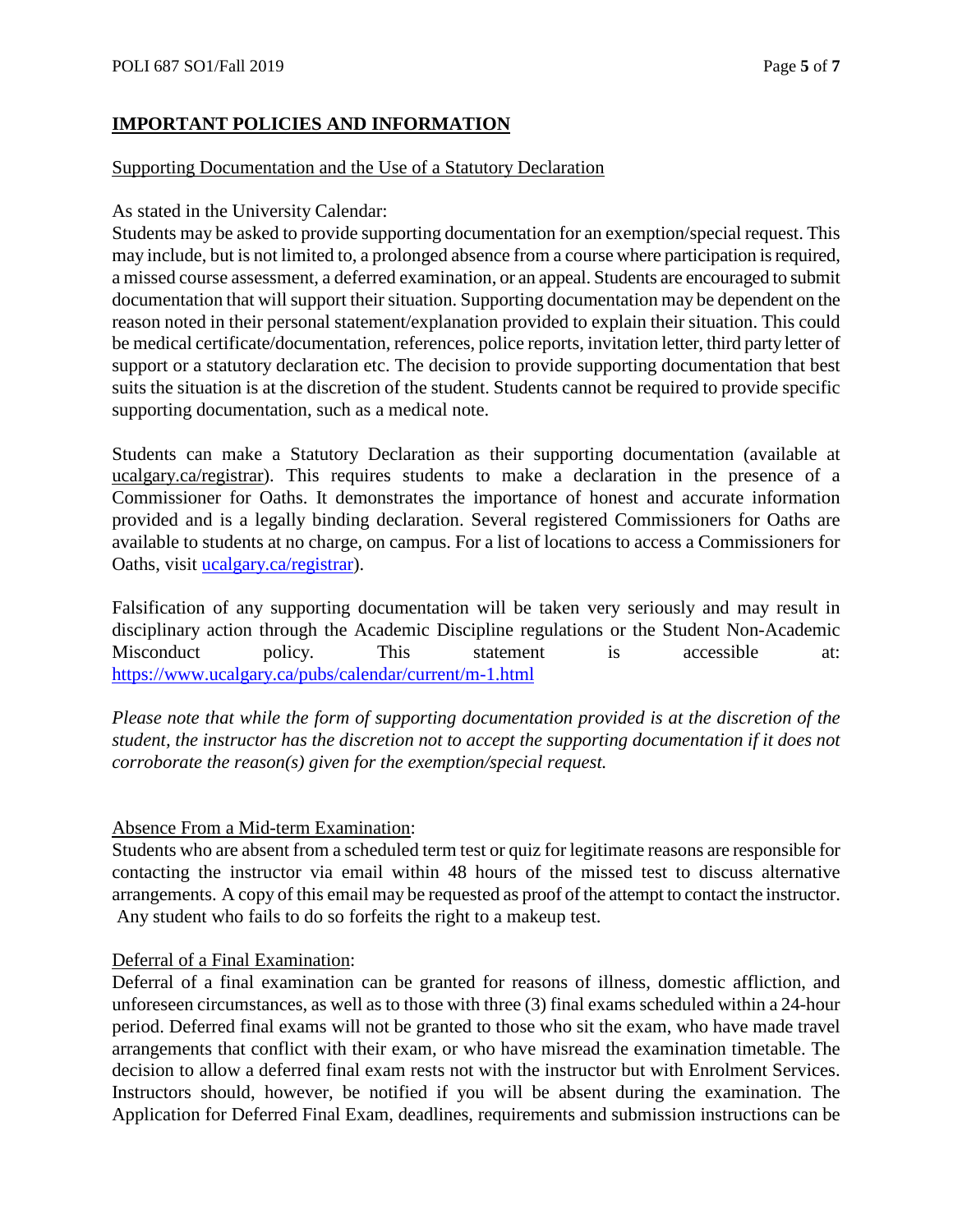## IMPORTANT POLICIES AND INFORMATION

Supporting Documentation and the Use of a Statutory Declaration

As stated in the University Calendar:
Students may be asked to provide supporting documentation for an exemption/special request. This may include, but is not limited to, a prolonged absence from a course where participation is required, a missed course assessment, a deferred examination, or an appeal. Students are encouraged to submit documentation that will support their situation. Supporting documentation may be dependent on the reason noted in their personal statement/explanation provided to explain their situation. This could be medical certificate/documentation, references, police reports, invitation letter, third party letter of support or a statutory declaration etc. The decision to provide supporting documentation that best suits the situation is at the discretion of the student. Students cannot be required to provide specific supporting documentation, such as a medical note.

Students can make a Statutory Declaration as their supporting documentation (available at ucalgary.ca/registrar). This requires students to make a declaration in the presence of a Commissioner for Oaths. It demonstrates the importance of honest and accurate information provided and is a legally binding declaration. Several registered Commissioners for Oaths are available to students at no charge, on campus. For a list of locations to access a Commissioners for Oaths, visit [ucalgary.ca/registrar](ucalgary.ca/registrar)).

Falsification of any supporting documentation will be taken very seriously and may result in disciplinary action through the Academic Discipline regulations or the Student Non-Academic Misconduct policy. This statement is accessible at: https://www.ucalgary.ca/pubs/calendar/current/m-1.html

*Please note that while the form of supporting documentation provided is at the discretion of the student, the instructor has the discretion not to accept the supporting documentation if it does not corroborate the reason(s) given for the exemption/special request.*

Absence From a Mid-term Examination:
Students who are absent from a scheduled term test or quiz for legitimate reasons are responsible for contacting the instructor via email within 48 hours of the missed test to discuss alternative arrangements. A copy of this email may be requested as proof of the attempt to contact the instructor. Any student who fails to do so forfeits the right to a makeup test.

Deferral of a Final Examination:
Deferral of a final examination can be granted for reasons of illness, domestic affliction, and unforeseen circumstances, as well as to those with three (3) final exams scheduled within a 24-hour period. Deferred final exams will not be granted to those who sit the exam, who have made travel arrangements that conflict with their exam, or who have misread the examination timetable. The decision to allow a deferred final exam rests not with the instructor but with Enrolment Services. Instructors should, however, be notified if you will be absent during the examination. The Application for Deferred Final Exam, deadlines, requirements and submission instructions can be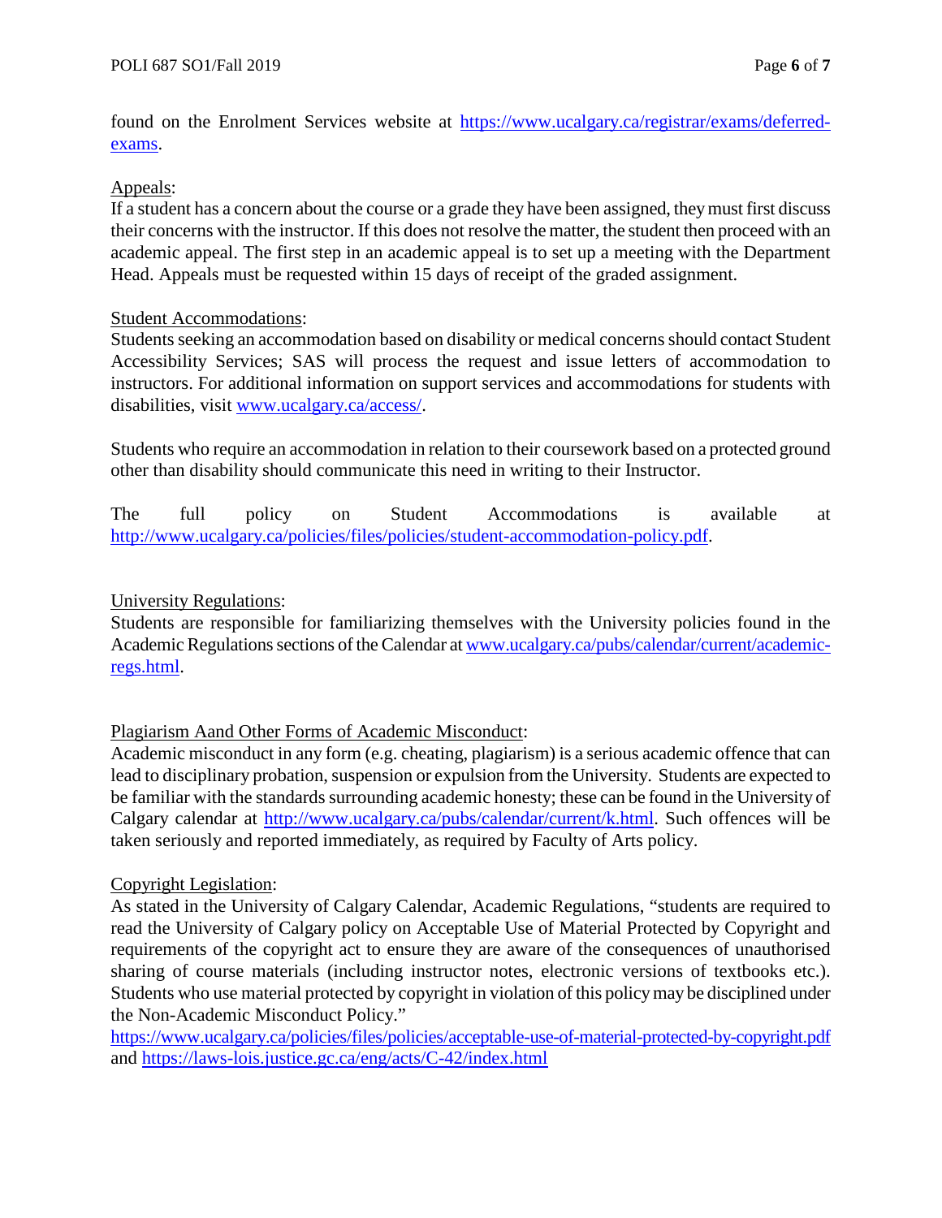found on the Enrolment Services website at [https://www.ucalgary.ca/registrar/exams/deferred-exams](https://www.ucalgary.ca/registrar/exams/deferred-exams).

Appeals:

If a student has a concern about the course or a grade they have been assigned, they must first discuss their concerns with the instructor. If this does not resolve the matter, the student then proceed with an academic appeal. The first step in an academic appeal is to set up a meeting with the Department Head. Appeals must be requested within 15 days of receipt of the graded assignment.

Student Accommodations:

Students seeking an accommodation based on disability or medical concerns should contact Student Accessibility Services; SAS will process the request and issue letters of accommodation to instructors. For additional information on support services and accommodations for students with disabilities, visit [www.ucalgary.ca/access/](www.ucalgary.ca/access/).

Students who require an accommodation in relation to their coursework based on a protected ground other than disability should communicate this need in writing to their Instructor.

The full policy on Student Accommodations is available at [http://www.ucalgary.ca/policies/files/policies/student-accommodation-policy.pdf](http://www.ucalgary.ca/policies/files/policies/student-accommodation-policy.pdf).

University Regulations:

Students are responsible for familiarizing themselves with the University policies found in the Academic Regulations sections of the Calendar at [www.ucalgary.ca/pubs/calendar/current/academic-regs.html](www.ucalgary.ca/pubs/calendar/current/academic-regs.html).

Plagiarism Aand Other Forms of Academic Misconduct:

Academic misconduct in any form (e.g. cheating, plagiarism) is a serious academic offence that can lead to disciplinary probation, suspension or expulsion from the University. Students are expected to be familiar with the standards surrounding academic honesty; these can be found in the University of Calgary calendar at [http://www.ucalgary.ca/pubs/calendar/current/k.html](http://www.ucalgary.ca/pubs/calendar/current/k.html). Such offences will be taken seriously and reported immediately, as required by Faculty of Arts policy.

Copyright Legislation:

As stated in the University of Calgary Calendar, Academic Regulations, "students are required to read the University of Calgary policy on Acceptable Use of Material Protected by Copyright and requirements of the copyright act to ensure they are aware of the consequences of unauthorised sharing of course materials (including instructor notes, electronic versions of textbooks etc.). Students who use material protected by copyright in violation of this policy may be disciplined under the Non-Academic Misconduct Policy."
[https://www.ucalgary.ca/policies/files/policies/acceptable-use-of-material-protected-by-copyright.pdf](https://www.ucalgary.ca/policies/files/policies/acceptable-use-of-material-protected-by-copyright.pdf) and [https://laws-lois.justice.gc.ca/eng/acts/C-42/index.html](https://laws-lois.justice.gc.ca/eng/acts/C-42/index.html)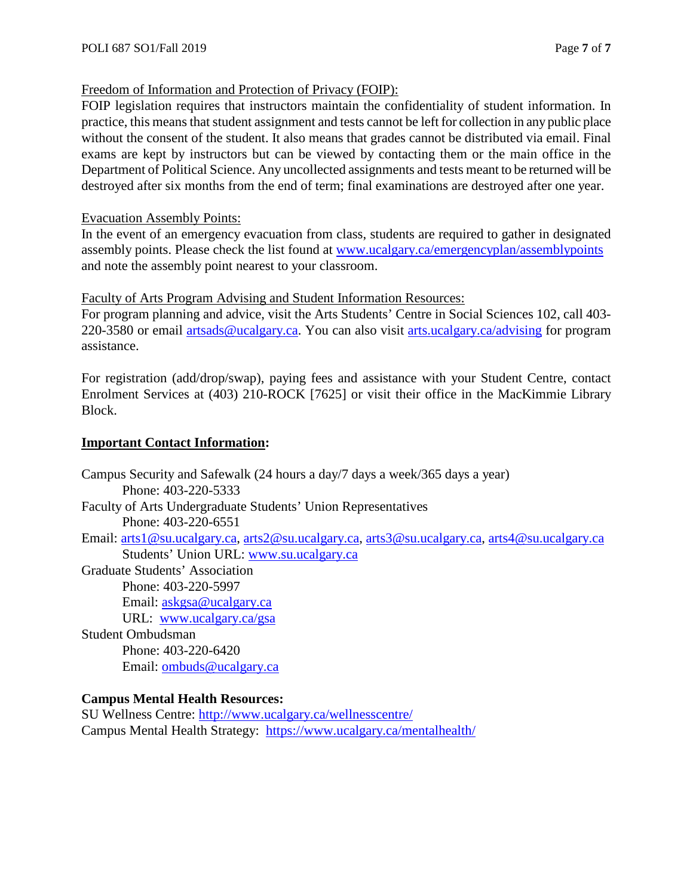Freedom of Information and Protection of Privacy (FOIP):

FOIP legislation requires that instructors maintain the confidentiality of student information. In practice, this means that student assignment and tests cannot be left for collection in any public place without the consent of the student. It also means that grades cannot be distributed via email. Final exams are kept by instructors but can be viewed by contacting them or the main office in the Department of Political Science. Any uncollected assignments and tests meant to be returned will be destroyed after six months from the end of term; final examinations are destroyed after one year.

Evacuation Assembly Points:

In the event of an emergency evacuation from class, students are required to gather in designated assembly points. Please check the list found at www.ucalgary.ca/emergencyplan/assemblypoints and note the assembly point nearest to your classroom.

Faculty of Arts Program Advising and Student Information Resources:

For program planning and advice, visit the Arts Students' Centre in Social Sciences 102, call 403-220-3580 or email artsads@ucalgary.ca. You can also visit arts.ucalgary.ca/advising for program assistance.

For registration (add/drop/swap), paying fees and assistance with your Student Centre, contact Enrolment Services at (403) 210-ROCK [7625] or visit their office in the MacKimmie Library Block.

**Important Contact Information:**

Campus Security and Safewalk (24 hours a day/7 days a week/365 days a year)
  Phone: 403-220-5333

Faculty of Arts Undergraduate Students' Union Representatives
  Phone: 403-220-6551
Email: arts1@su.ucalgary.ca, arts2@su.ucalgary.ca, arts3@su.ucalgary.ca, arts4@su.ucalgary.ca
  Students' Union URL: www.su.ucalgary.ca

Graduate Students' Association
  Phone: 403-220-5997
  Email: askgsa@ucalgary.ca
  URL: www.ucalgary.ca/gsa

Student Ombudsman
  Phone: 403-220-6420
  Email: ombuds@ucalgary.ca

**Campus Mental Health Resources:**

SU Wellness Centre: http://www.ucalgary.ca/wellnesscentre/
Campus Mental Health Strategy: https://www.ucalgary.ca/mentalhealth/